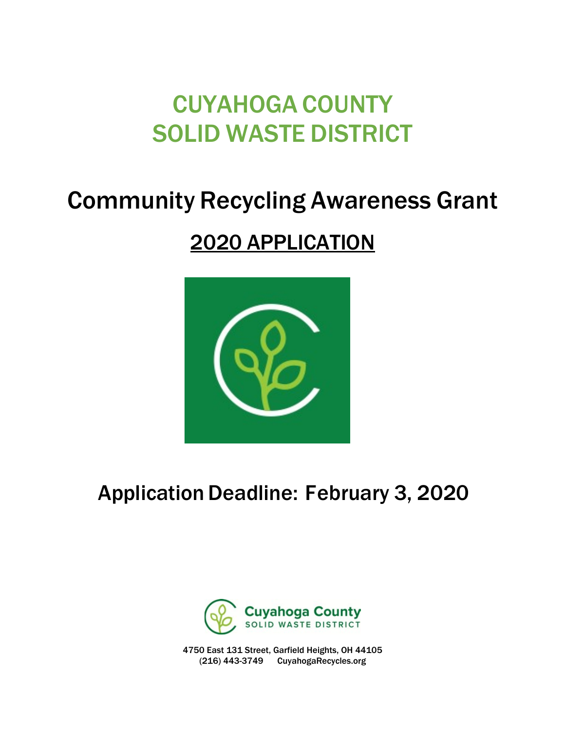# CUYAHOGA COUNTY
# SOLID WASTE DISTRICT

## Community Recycling Awareness Grant

## 2020 APPLICATION

## Application Deadline: February 3, 2020

Cuyahoga County
SOLID WASTE DISTRICT

4750 East 131 Street, Garfield Heights, OH 44105
(216) 443-3749 CuyahogaRecycles.org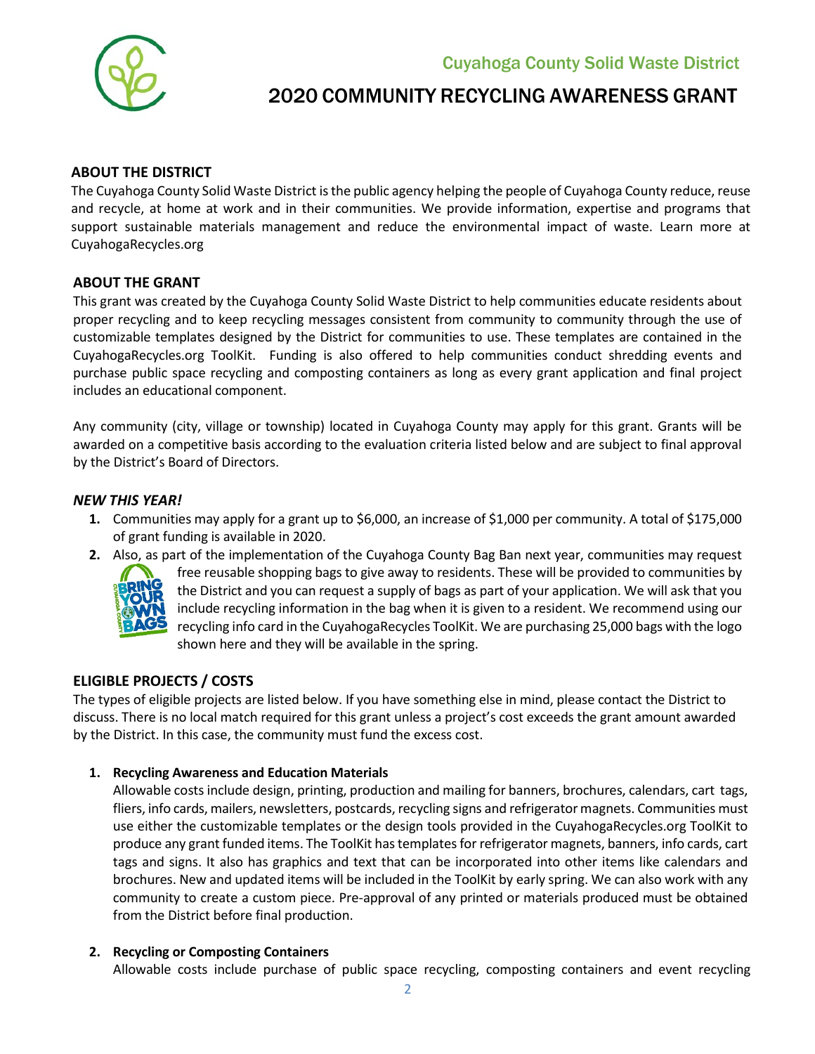Cuyahoga County Solid Waste District

# 2020 COMMUNITY RECYCLING AWARENESS GRANT

## ABOUT THE DISTRICT

The Cuyahoga County Solid Waste District is the public agency helping the people of Cuyahoga County reduce, reuse and recycle, at home at work and in their communities. We provide information, expertise and programs that support sustainable materials management and reduce the environmental impact of waste. Learn more at CuyahogaRecycles.org

## ABOUT THE GRANT

This grant was created by the Cuyahoga County Solid Waste District to help communities educate residents about proper recycling and to keep recycling messages consistent from community to community through the use of customizable templates designed by the District for communities to use. These templates are contained in the CuyahogaRecycles.org ToolKit. Funding is also offered to help communities conduct shredding events and purchase public space recycling and composting containers as long as every grant application and final project includes an educational component.

Any community (city, village or township) located in Cuyahoga County may apply for this grant. Grants will be awarded on a competitive basis according to the evaluation criteria listed below and are subject to final approval by the District's Board of Directors.

### *NEW THIS YEAR!*

1. Communities may apply for a grant up to $6,000, an increase of $1,000 per community. A total of $175,000 of grant funding is available in 2020.
2. Also, as part of the implementation of the Cuyahoga County Bag Ban next year, communities may request free reusable shopping bags to give away to residents. These will be provided to communities by the District and you can request a supply of bags as part of your application. We will ask that you include recycling information in the bag when it is given to a resident. We recommend using our recycling info card in the CuyahogaRecycles ToolKit. We are purchasing 25,000 bags with the logo shown here and they will be available in the spring.

## ELIGIBLE PROJECTS / COSTS

The types of eligible projects are listed below. If you have something else in mind, please contact the District to discuss. There is no local match required for this grant unless a project's cost exceeds the grant amount awarded by the District. In this case, the community must fund the excess cost.

1. **Recycling Awareness and Education Materials**

   Allowable costs include design, printing, production and mailing for banners, brochures, calendars, cart tags, fliers, info cards, mailers, newsletters, postcards, recycling signs and refrigerator magnets. Communities must use either the customizable templates or the design tools provided in the CuyahogaRecycles.org ToolKit to produce any grant funded items. The ToolKit has templates for refrigerator magnets, banners, info cards, cart tags and signs. It also has graphics and text that can be incorporated into other items like calendars and brochures. New and updated items will be included in the ToolKit by early spring. We can also work with any community to create a custom piece. Pre-approval of any printed or materials produced must be obtained from the District before final production.

2. **Recycling or Composting Containers**

   Allowable costs include purchase of public space recycling, composting containers and event recycling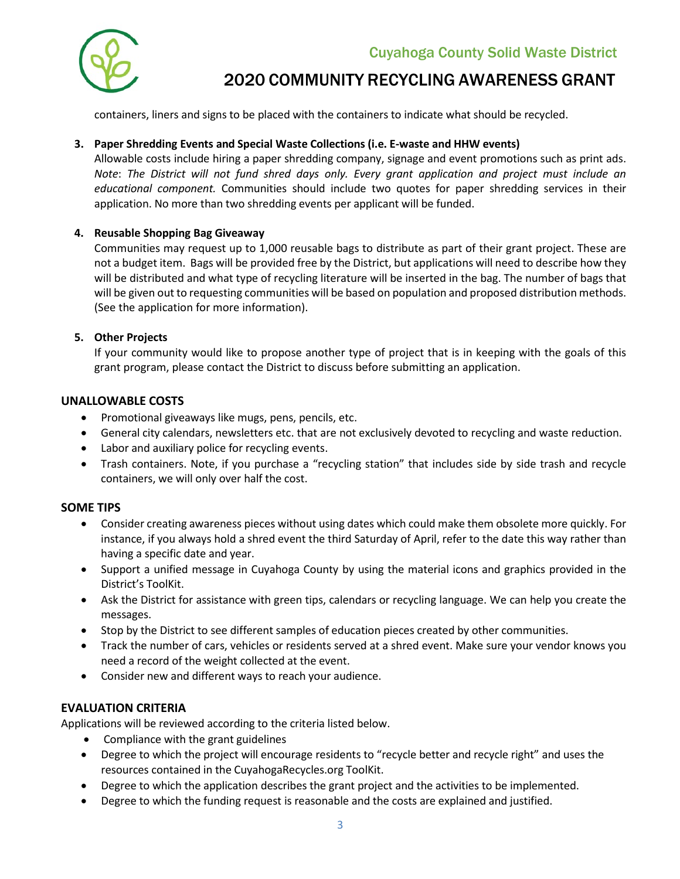containers, liners and signs to be placed with the containers to indicate what should be recycled.

3. **Paper Shredding Events and Special Waste Collections (i.e. E-waste and HHW events)**
   Allowable costs include hiring a paper shredding company, signage and event promotions such as print ads. *Note*: *The District will not fund shred days only. Every grant application and project must include an educational component.* Communities should include two quotes for paper shredding services in their application. No more than two shredding events per applicant will be funded.

4. **Reusable Shopping Bag Giveaway**
   Communities may request up to 1,000 reusable bags to distribute as part of their grant project. These are not a budget item. Bags will be provided free by the District, but applications will need to describe how they will be distributed and what type of recycling literature will be inserted in the bag. The number of bags that will be given out to requesting communities will be based on population and proposed distribution methods. (See the application for more information).

5. **Other Projects**
   If your community would like to propose another type of project that is in keeping with the goals of this grant program, please contact the District to discuss before submitting an application.

## UNALLOWABLE COSTS

- Promotional giveaways like mugs, pens, pencils, etc.
- General city calendars, newsletters etc. that are not exclusively devoted to recycling and waste reduction.
- Labor and auxiliary police for recycling events.
- Trash containers. Note, if you purchase a "recycling station" that includes side by side trash and recycle containers, we will only over half the cost.

## SOME TIPS

- Consider creating awareness pieces without using dates which could make them obsolete more quickly. For instance, if you always hold a shred event the third Saturday of April, refer to the date this way rather than having a specific date and year.
- Support a unified message in Cuyahoga County by using the material icons and graphics provided in the District's ToolKit.
- Ask the District for assistance with green tips, calendars or recycling language. We can help you create the messages.
- Stop by the District to see different samples of education pieces created by other communities.
- Track the number of cars, vehicles or residents served at a shred event. Make sure your vendor knows you need a record of the weight collected at the event.
- Consider new and different ways to reach your audience.

## EVALUATION CRITERIA

Applications will be reviewed according to the criteria listed below.

- Compliance with the grant guidelines
- Degree to which the project will encourage residents to "recycle better and recycle right" and uses the resources contained in the CuyahogaRecycles.org ToolKit.
- Degree to which the application describes the grant project and the activities to be implemented.
- Degree to which the funding request is reasonable and the costs are explained and justified.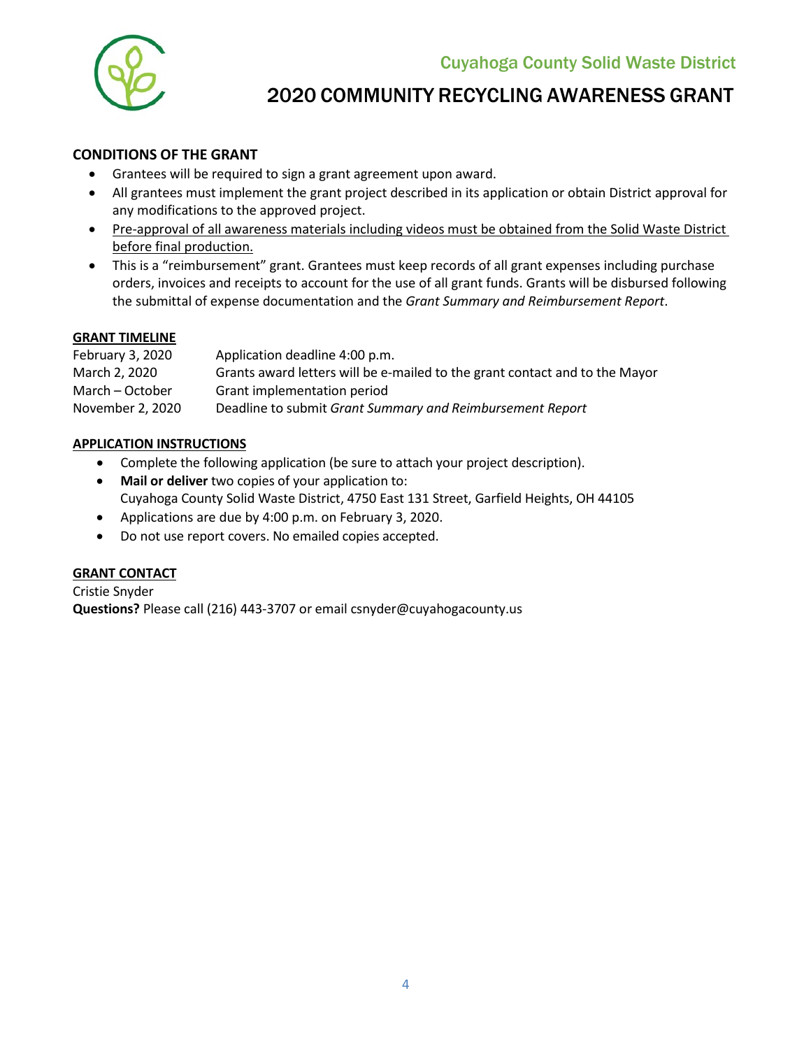Cuyahoga County Solid Waste District

# 2020 COMMUNITY RECYCLING AWARENESS GRANT

## CONDITIONS OF THE GRANT

- Grantees will be required to sign a grant agreement upon award.
- All grantees must implement the grant project described in its application or obtain District approval for any modifications to the approved project.
- Pre-approval of all awareness materials including videos must be obtained from the Solid Waste District before final production.
- This is a "reimbursement" grant. Grantees must keep records of all grant expenses including purchase orders, invoices and receipts to account for the use of all grant funds. Grants will be disbursed following the submittal of expense documentation and the *Grant Summary and Reimbursement Report*.

## GRANT TIMELINE

| | |
|---|---|
| February 3, 2020 | Application deadline 4:00 p.m. |
| March 2, 2020 | Grants award letters will be e-mailed to the grant contact and to the Mayor |
| March – October | Grant implementation period |
| November 2, 2020 | Deadline to submit *Grant Summary and Reimbursement Report* |

## APPLICATION INSTRUCTIONS

- Complete the following application (be sure to attach your project description).
- **Mail or deliver** two copies of your application to:
  Cuyahoga County Solid Waste District, 4750 East 131 Street, Garfield Heights, OH 44105
- Applications are due by 4:00 p.m. on February 3, 2020.
- Do not use report covers. No emailed copies accepted.

## GRANT CONTACT

Cristie Snyder

**Questions?** Please call (216) 443-3707 or email csnyder@cuyahogacounty.us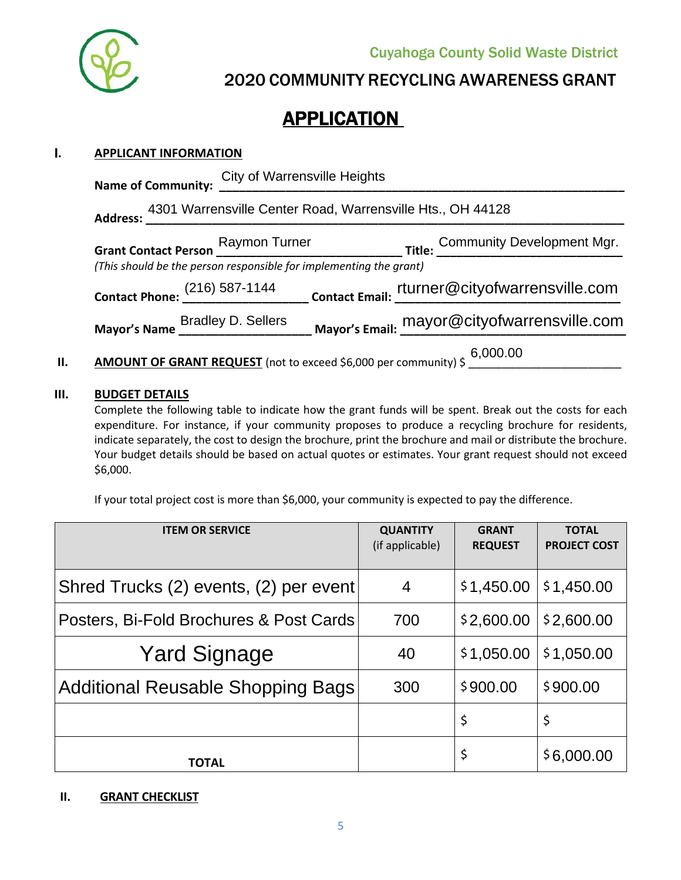Cuyahoga County Solid Waste District

# 2020 COMMUNITY RECYCLING AWARENESS GRANT

## APPLICATION

### I. APPLICANT INFORMATION

**Name of Community:** City of Warrensville Heights

**Address:** 4301 Warrensville Center Road, Warrensville Hts., OH 44128

**Grant Contact Person** Raymon Turner **Title:** Community Development Mgr.

*(This should be the person responsible for implementing the grant)*

**Contact Phone:** (216) 587-1144 **Contact Email:** rturner@cityofwarrensville.com

**Mayor's Name** Bradley D. Sellers **Mayor's Email:** mayor@cityofwarrensville.com

### II. AMOUNT OF GRANT REQUEST (not to exceed $6,000 per community) $ 6,000.00

### III. BUDGET DETAILS

Complete the following table to indicate how the grant funds will be spent. Break out the costs for each expenditure. For instance, if your community proposes to produce a recycling brochure for residents, indicate separately, the cost to design the brochure, print the brochure and mail or distribute the brochure. Your budget details should be based on actual quotes or estimates. Your grant request should not exceed $6,000.

If your total project cost is more than $6,000, your community is expected to pay the difference.

| ITEM OR SERVICE | QUANTITY (if applicable) | GRANT REQUEST | TOTAL PROJECT COST |
|---|---|---|---|
| Shred Trucks (2) events, (2) per event | 4 | $1,450.00 | $1,450.00 |
| Posters, Bi-Fold Brochures & Post Cards | 700 | $2,600.00 | $2,600.00 |
| Yard Signage | 40 | $1,050.00 | $1,050.00 |
| Additional Reusable Shopping Bags | 300 | $900.00 | $900.00 |
| | | $ | $ |
| **TOTAL** | | $ | $6,000.00 |

### II. GRANT CHECKLIST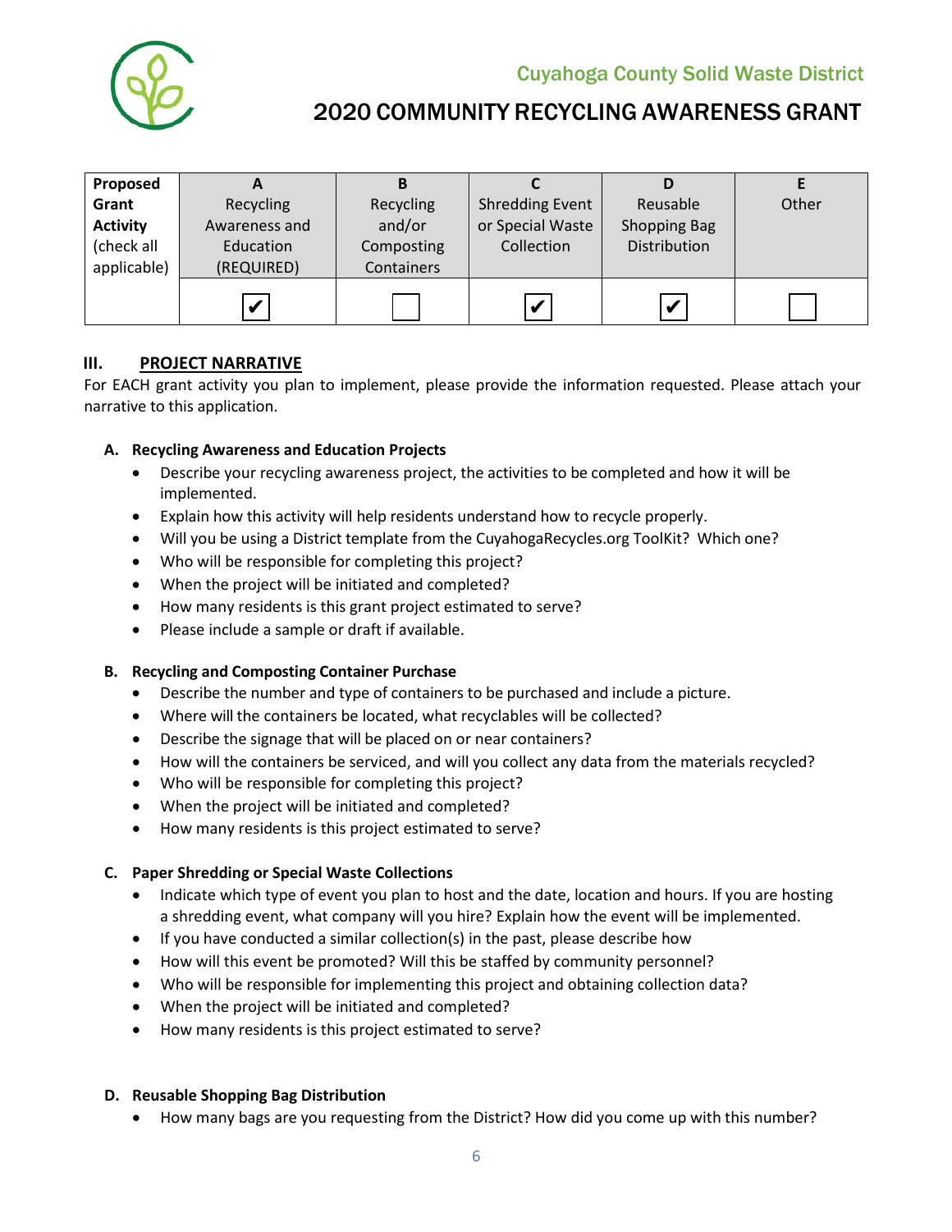Cuyahoga County Solid Waste District

# 2020 COMMUNITY RECYCLING AWARENESS GRANT

| **Proposed Grant Activity** (check all applicable) | A<br>Recycling Awareness and Education (REQUIRED) | B<br>Recycling and/or Composting Containers | C<br>Shredding Event or Special Waste Collection | D<br>Reusable Shopping Bag Distribution | E<br>Other |
|---|---|---|---|---|---|
| | ✔ | ☐ | ✔ | ✔ | ☐ |

## III. PROJECT NARRATIVE

For EACH grant activity you plan to implement, please provide the information requested. Please attach your narrative to this application.

### A. Recycling Awareness and Education Projects

- Describe your recycling awareness project, the activities to be completed and how it will be implemented.
- Explain how this activity will help residents understand how to recycle properly.
- Will you be using a District template from the CuyahogaRecycles.org ToolKit? Which one?
- Who will be responsible for completing this project?
- When the project will be initiated and completed?
- How many residents is this grant project estimated to serve?
- Please include a sample or draft if available.

### B. Recycling and Composting Container Purchase

- Describe the number and type of containers to be purchased and include a picture.
- Where will the containers be located, what recyclables will be collected?
- Describe the signage that will be placed on or near containers?
- How will the containers be serviced, and will you collect any data from the materials recycled?
- Who will be responsible for completing this project?
- When the project will be initiated and completed?
- How many residents is this project estimated to serve?

### C. Paper Shredding or Special Waste Collections

- Indicate which type of event you plan to host and the date, location and hours. If you are hosting a shredding event, what company will you hire? Explain how the event will be implemented.
- If you have conducted a similar collection(s) in the past, please describe how
- How will this event be promoted? Will this be staffed by community personnel?
- Who will be responsible for implementing this project and obtaining collection data?
- When the project will be initiated and completed?
- How many residents is this project estimated to serve?

### D. Reusable Shopping Bag Distribution

- How many bags are you requesting from the District? How did you come up with this number?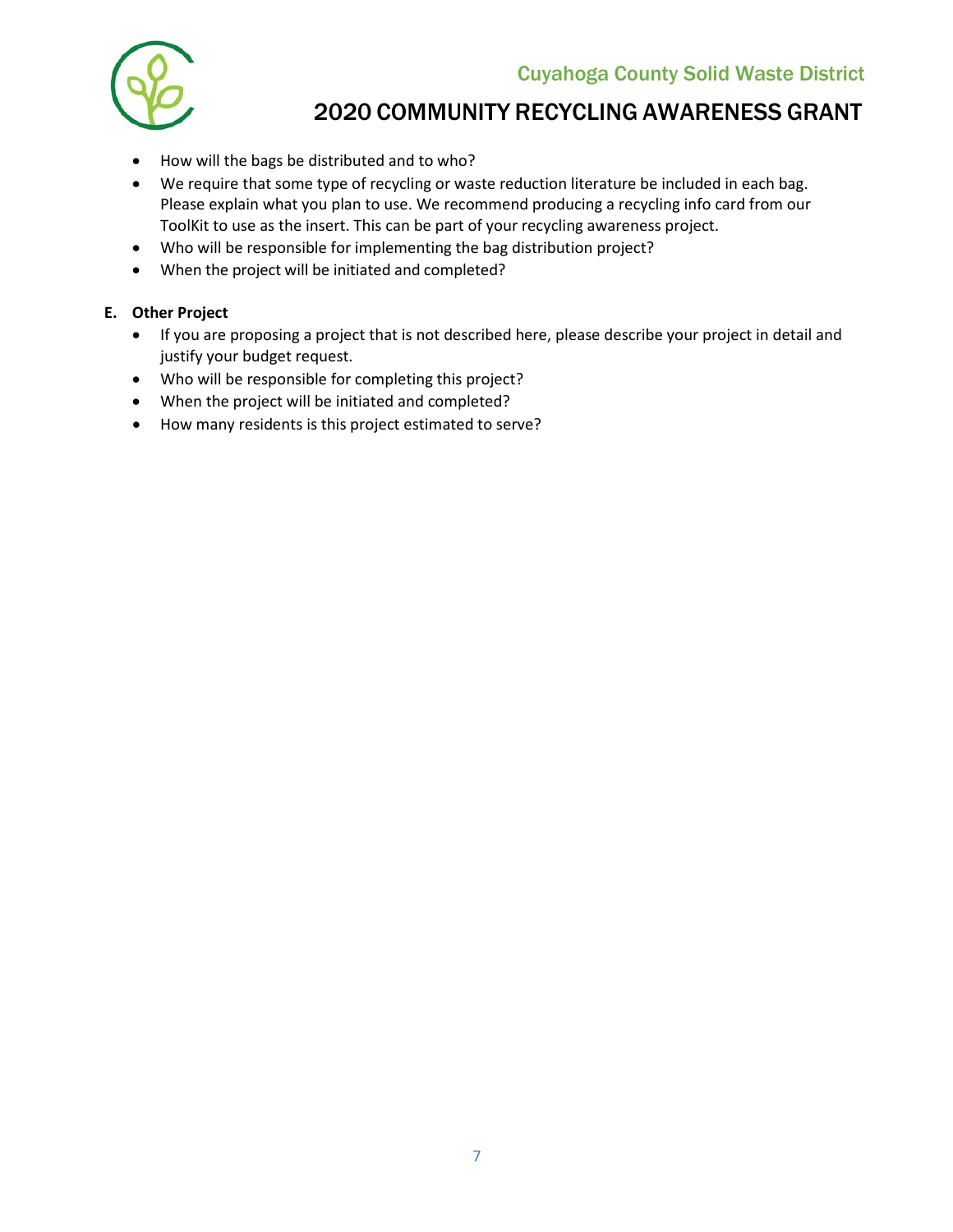- How will the bags be distributed and to who?
- We require that some type of recycling or waste reduction literature be included in each bag. Please explain what you plan to use. We recommend producing a recycling info card from our ToolKit to use as the insert. This can be part of your recycling awareness project.
- Who will be responsible for implementing the bag distribution project?
- When the project will be initiated and completed?

**E. Other Project**

- If you are proposing a project that is not described here, please describe your project in detail and justify your budget request.
- Who will be responsible for completing this project?
- When the project will be initiated and completed?
- How many residents is this project estimated to serve?